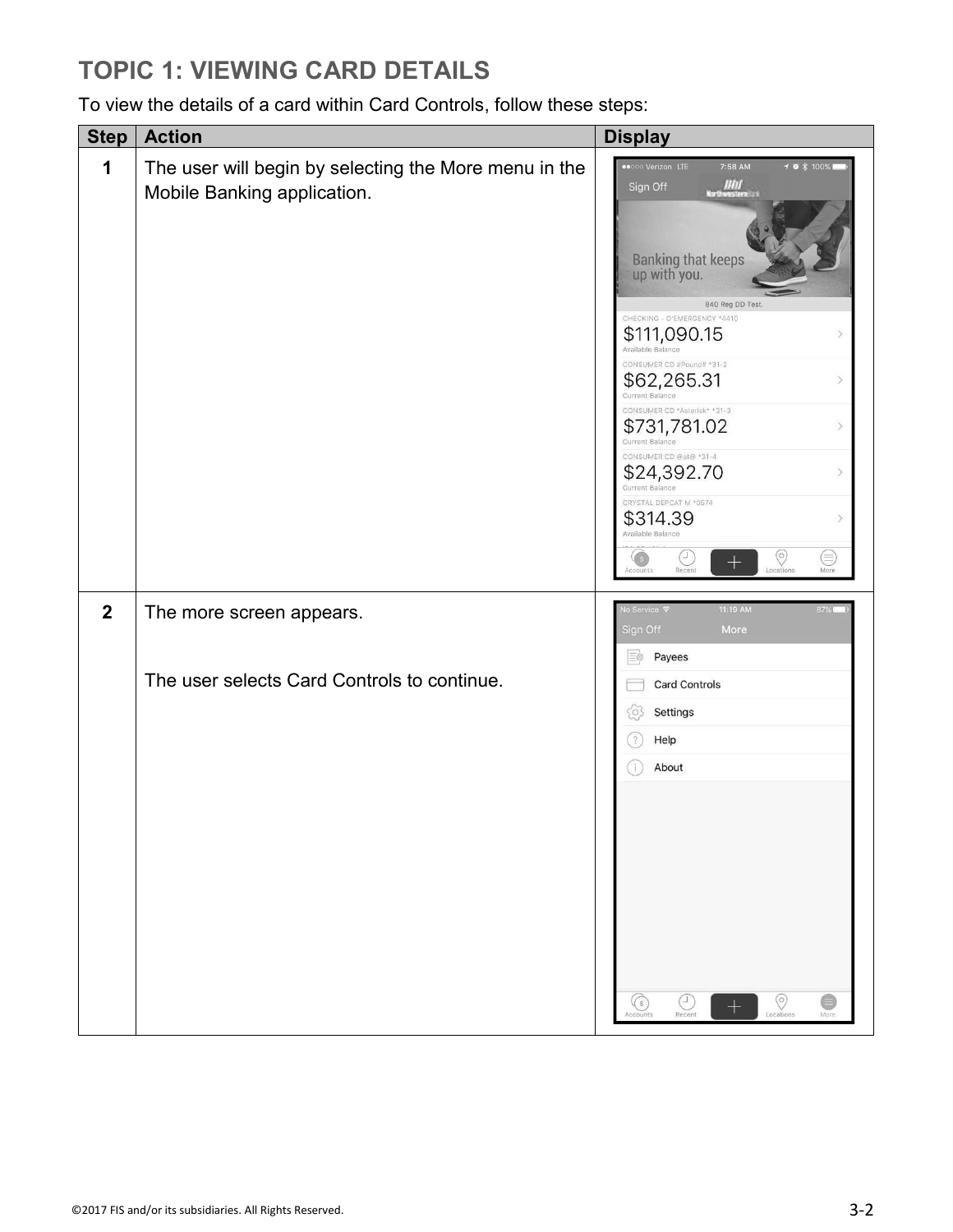## TOPIC 1: VIEWING CARD DETAILS

To view the details of a card within Card Controls, follow these steps:

| Step | Action | Display |
|---|---|---|
| 1 | The user will begin by selecting the More menu in the Mobile Banking application. | |
| 2 | The more screen appears.<br><br>The user selects Card Controls to continue. | |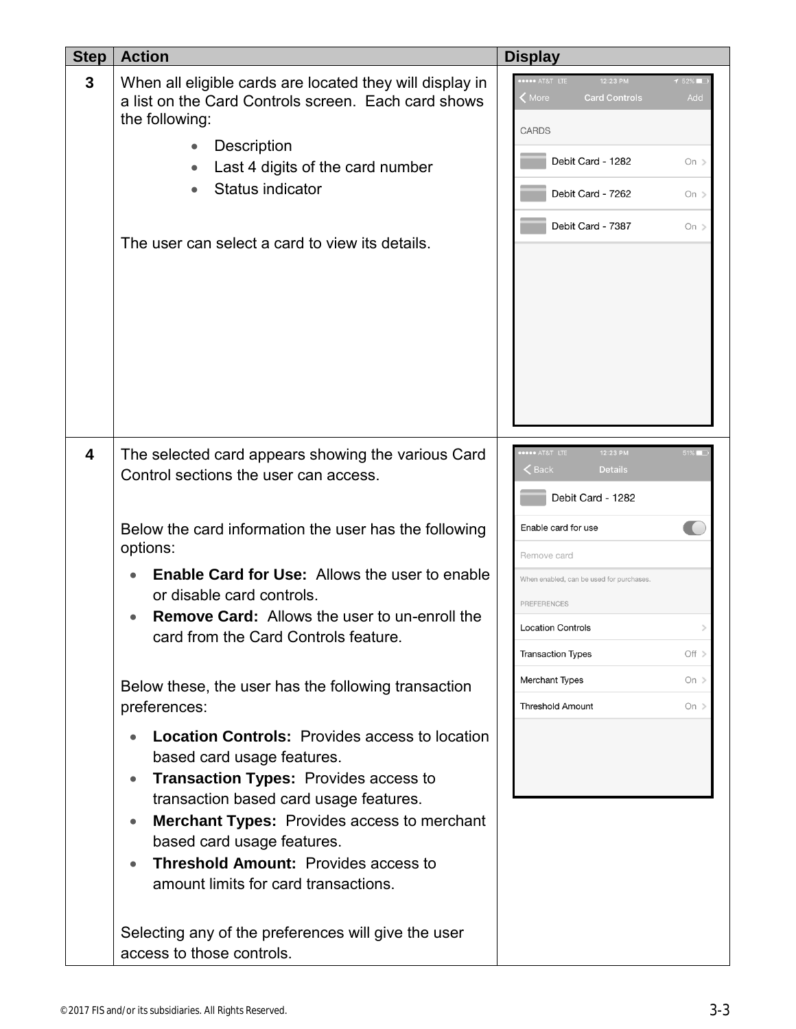| Step | Action | Display |
|---|---|---|
| 3 | When all eligible cards are located they will display in a list on the Card Controls screen. Each card shows the following:<br>• Description<br>• Last 4 digits of the card number<br>• Status indicator<br><br>The user can select a card to view its details. | |
| 4 | The selected card appears showing the various Card Control sections the user can access.<br><br>Below the card information the user has the following options:<br>• **Enable Card for Use:** Allows the user to enable or disable card controls.<br>• **Remove Card:** Allows the user to un-enroll the card from the Card Controls feature.<br><br>Below these, the user has the following transaction preferences:<br>• **Location Controls:** Provides access to location based card usage features.<br>• **Transaction Types:** Provides access to transaction based card usage features.<br>• **Merchant Types:** Provides access to merchant based card usage features.<br>• **Threshold Amount:** Provides access to amount limits for card transactions.<br><br>Selecting any of the preferences will give the user access to those controls. | |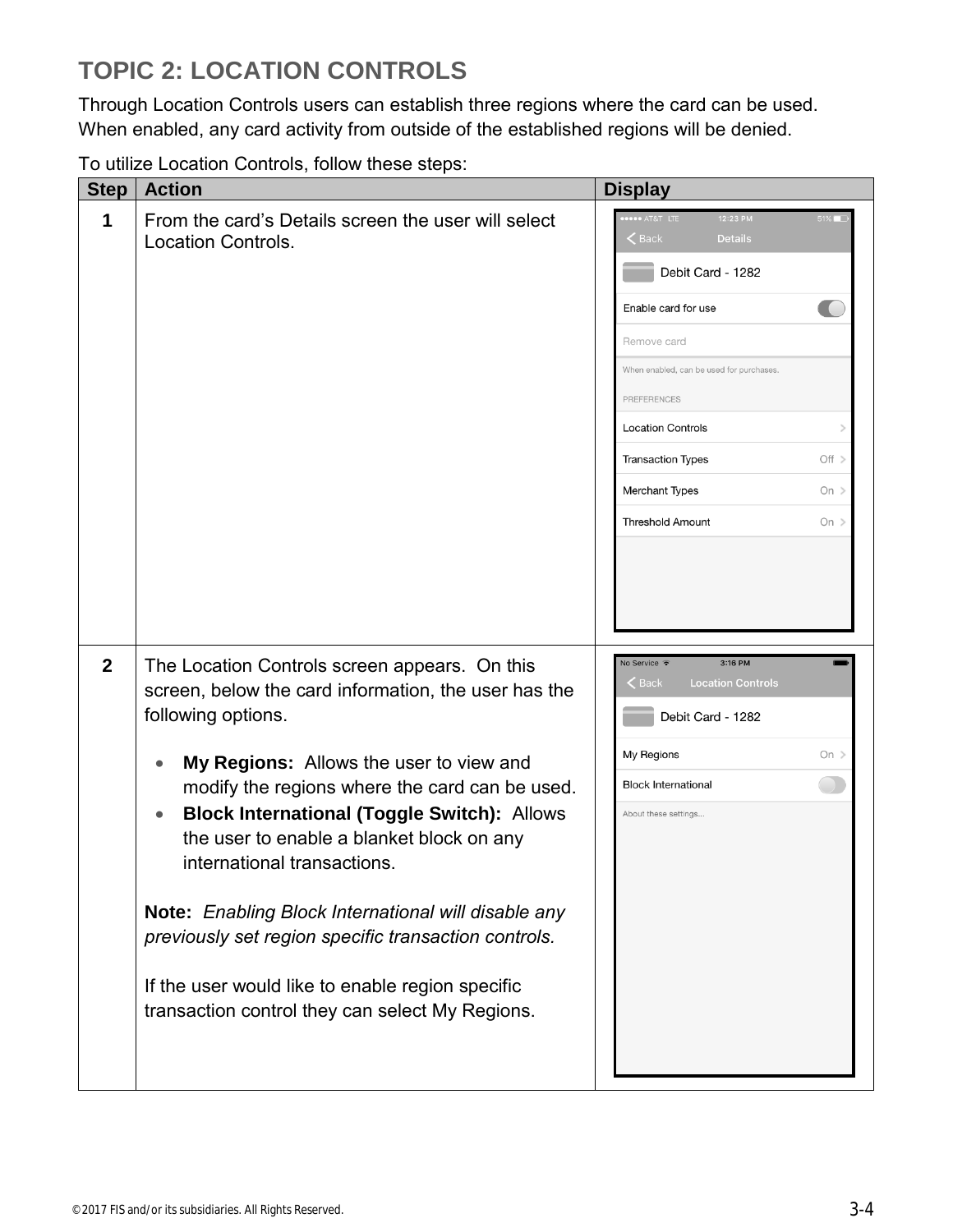## TOPIC 2: LOCATION CONTROLS

Through Location Controls users can establish three regions where the card can be used. When enabled, any card activity from outside of the established regions will be denied.

To utilize Location Controls, follow these steps:

| Step | Action | Display |
|---|---|---|
| **1** | From the card's Details screen the user will select Location Controls. | |
| **2** | The Location Controls screen appears. On this screen, below the card information, the user has the following options.<br><br>• **My Regions:** Allows the user to view and modify the regions where the card can be used.<br>• **Block International (Toggle Switch):** Allows the user to enable a blanket block on any international transactions.<br><br>**Note:** *Enabling Block International will disable any previously set region specific transaction controls.*<br><br>If the user would like to enable region specific transaction control they can select My Regions. | |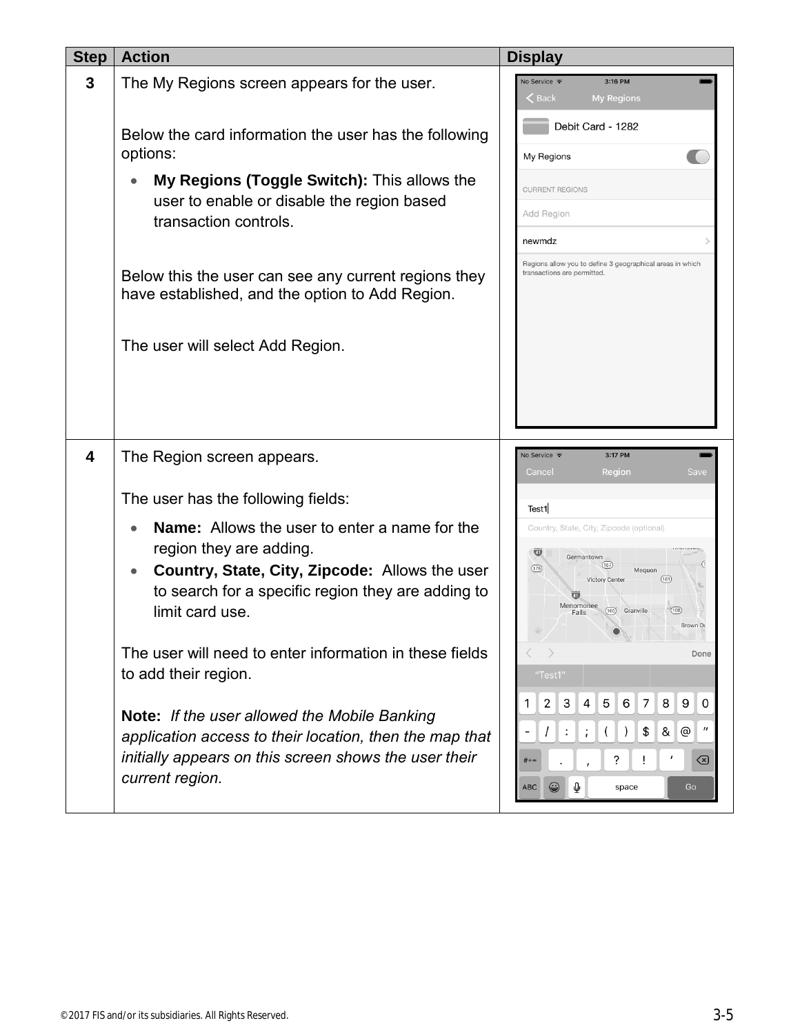| Step | Action | Display |
| --- | --- | --- |
| 3 | The My Regions screen appears for the user.<br><br>Below the card information the user has the following options:<br>• **My Regions (Toggle Switch):** This allows the user to enable or disable the region based transaction controls.<br><br>Below this the user can see any current regions they have established, and the option to Add Region.<br><br>The user will select Add Region. | |
| 4 | The Region screen appears.<br><br>The user has the following fields:<br>• **Name:** Allows the user to enter a name for the region they are adding.<br>• **Country, State, City, Zipcode:** Allows the user to search for a specific region they are adding to limit card use.<br><br>The user will need to enter information in these fields to add their region.<br><br>**Note:** *If the user allowed the Mobile Banking application access to their location, then the map that initially appears on this screen shows the user their current region.* | |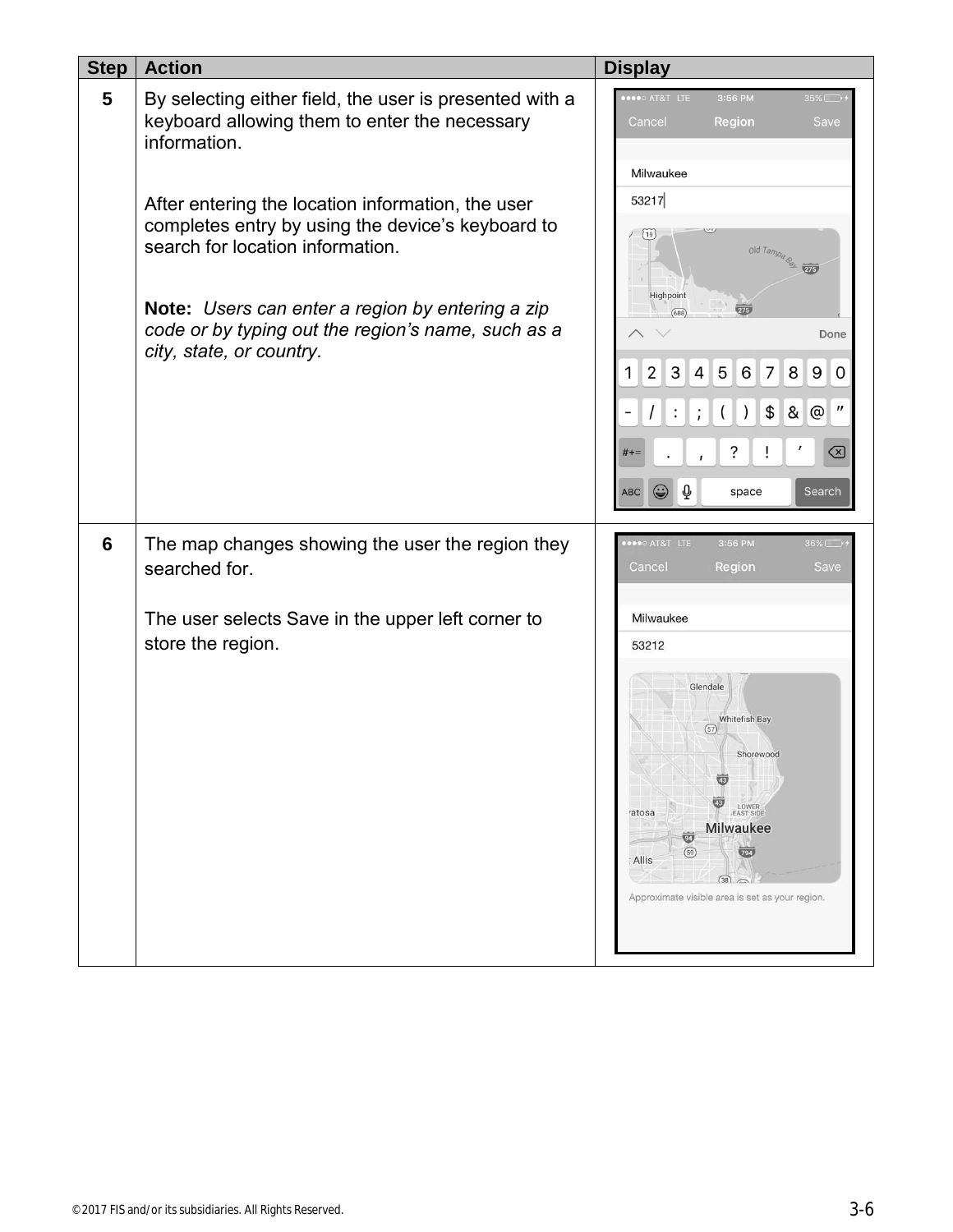| Step | Action | Display |
| --- | --- | --- |
| 5 | By selecting either field, the user is presented with a keyboard allowing them to enter the necessary information.<br><br>After entering the location information, the user completes entry by using the device's keyboard to search for location information.<br><br>**Note:** *Users can enter a region by entering a zip code or by typing out the region's name, such as a city, state, or country.* | |
| 6 | The map changes showing the user the region they searched for.<br><br>The user selects Save in the upper left corner to store the region. | |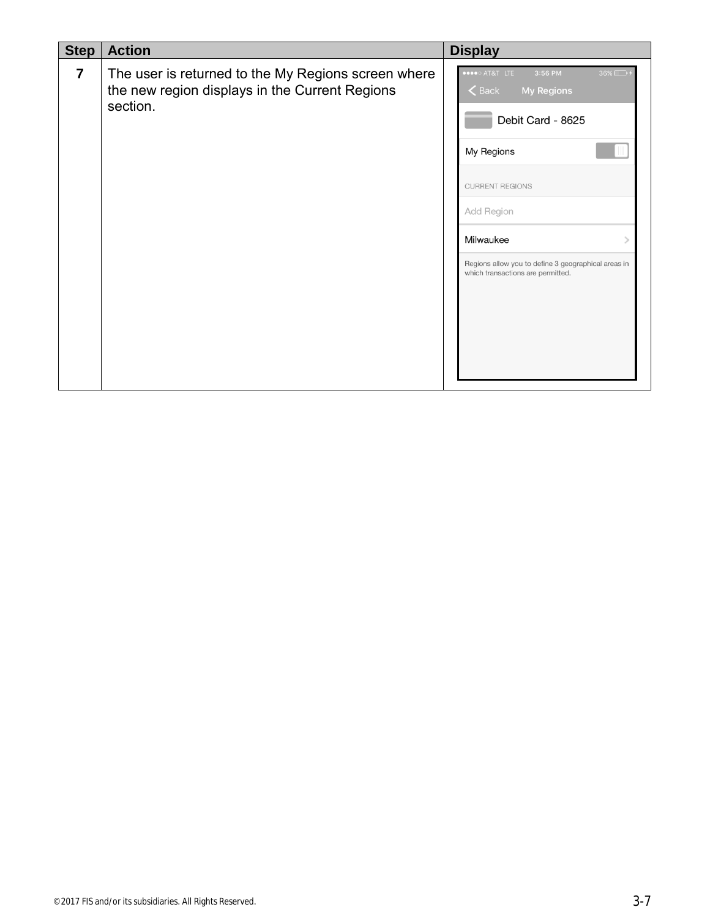| Step | Action | Display |
| --- | --- | --- |
| 7 | The user is returned to the My Regions screen where the new region displays in the Current Regions section. | |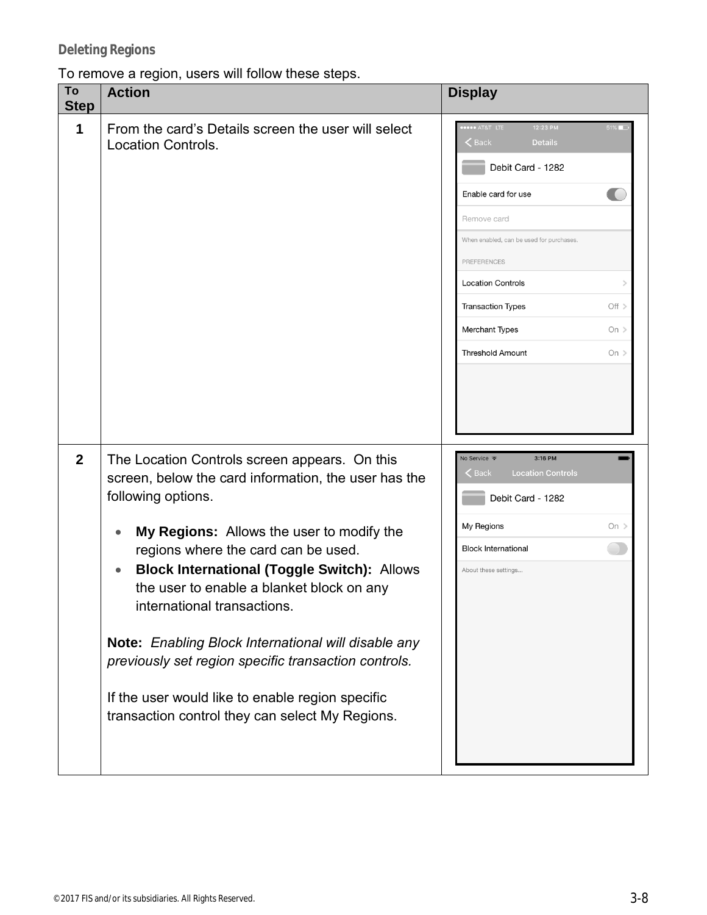### Deleting Regions

To remove a region, users will follow these steps.

| To Step | Action | Display |
|---|---|---|
| **1** | From the card's Details screen the user will select Location Controls. | |
| **2** | The Location Controls screen appears. On this screen, below the card information, the user has the following options.<br><br>• **My Regions:** Allows the user to modify the regions where the card can be used.<br>• **Block International (Toggle Switch):** Allows the user to enable a blanket block on any international transactions.<br><br>**Note:** *Enabling Block International will disable any previously set region specific transaction controls.*<br><br>If the user would like to enable region specific transaction control they can select My Regions. | |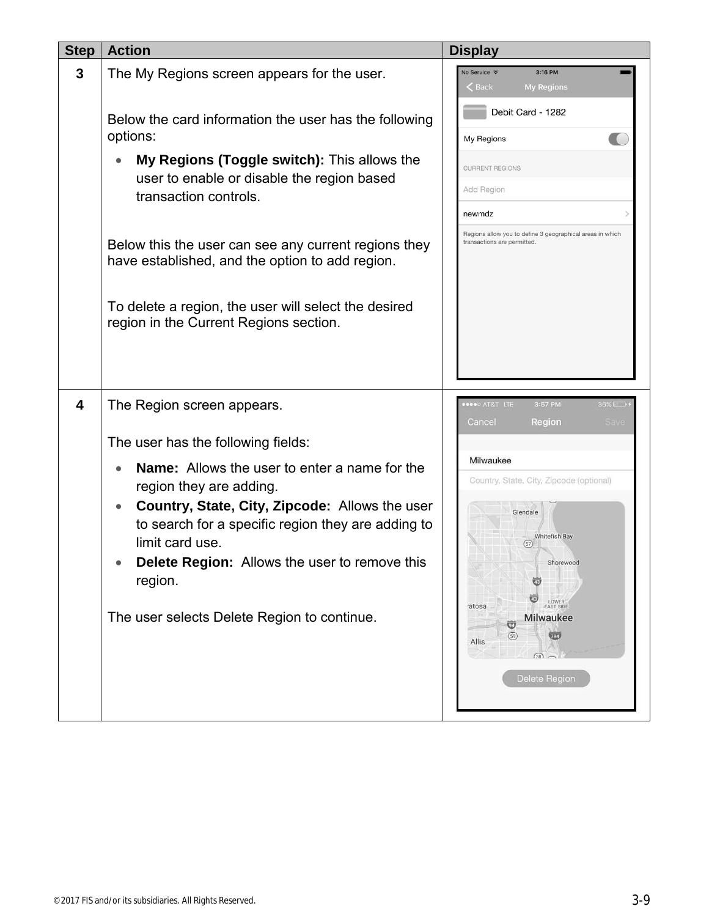| Step | Action | Display |
|---|---|---|
| 3 | The My Regions screen appears for the user.<br><br>Below the card information the user has the following options:<br>• **My Regions (Toggle switch):** This allows the user to enable or disable the region based transaction controls.<br><br>Below this the user can see any current regions they have established, and the option to add region.<br><br>To delete a region, the user will select the desired region in the Current Regions section. | |
| 4 | The Region screen appears.<br><br>The user has the following fields:<br>• **Name:** Allows the user to enter a name for the region they are adding.<br>• **Country, State, City, Zipcode:** Allows the user to search for a specific region they are adding to limit card use.<br>• **Delete Region:** Allows the user to remove this region.<br><br>The user selects Delete Region to continue. | |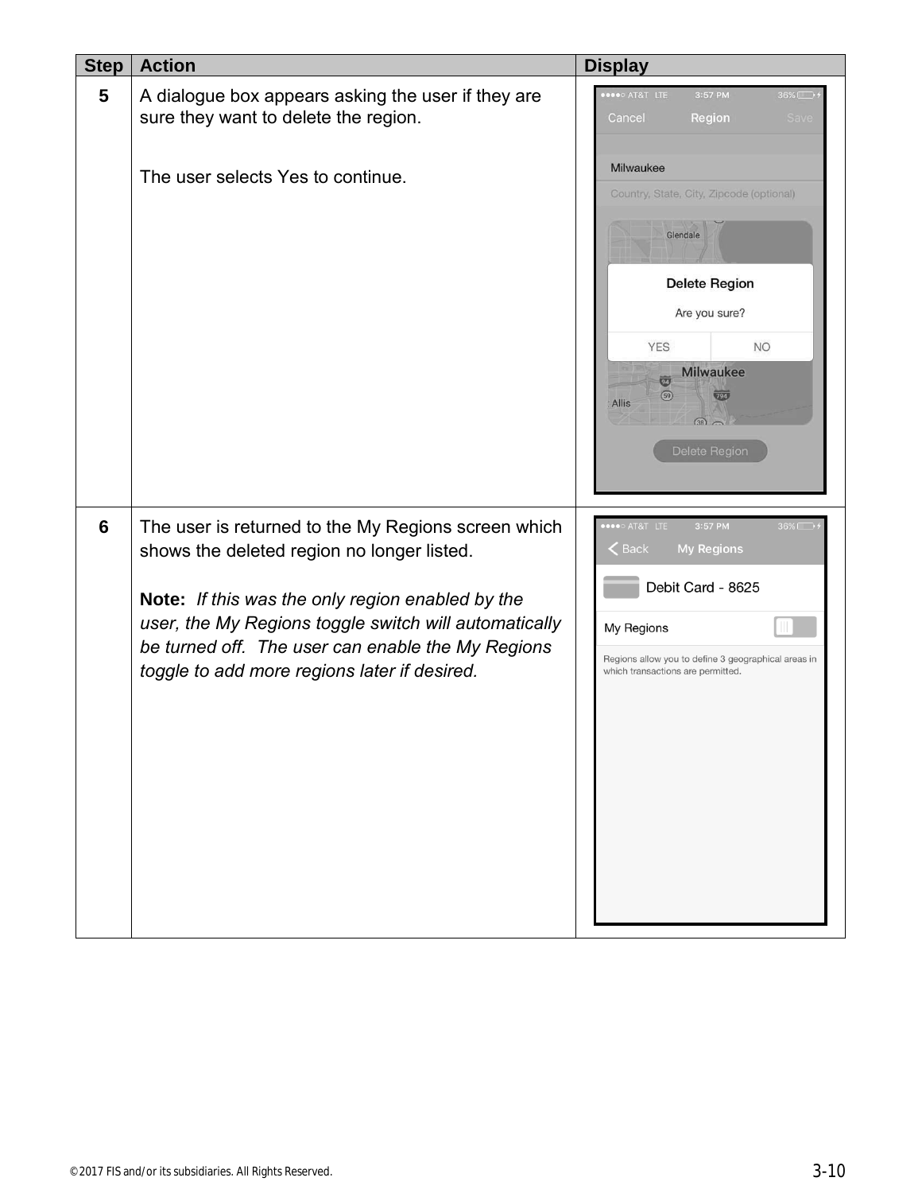| Step | Action | Display |
|---|---|---|
| **5** | A dialogue box appears asking the user if they are sure they want to delete the region.<br><br>The user selects Yes to continue. | |
| **6** | The user is returned to the My Regions screen which shows the deleted region no longer listed.<br><br>**Note:** *If this was the only region enabled by the user, the My Regions toggle switch will automatically be turned off. The user can enable the My Regions toggle to add more regions later if desired.* | |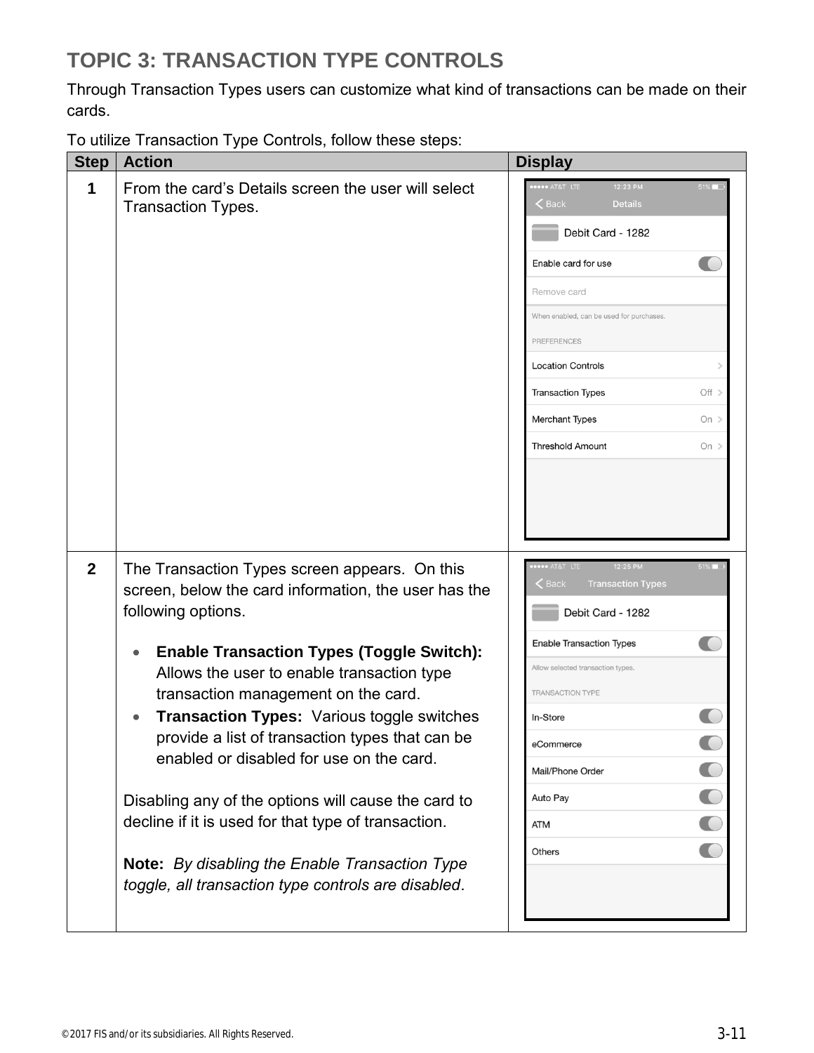# TOPIC 3: TRANSACTION TYPE CONTROLS

Through Transaction Types users can customize what kind of transactions can be made on their cards.

To utilize Transaction Type Controls, follow these steps:

| Step | Action | Display |
|---|---|---|
| 1 | From the card's Details screen the user will select Transaction Types. | |
| 2 | The Transaction Types screen appears. On this screen, below the card information, the user has the following options.<br><br>• **Enable Transaction Types (Toggle Switch):** Allows the user to enable transaction type transaction management on the card.<br>• **Transaction Types:** Various toggle switches provide a list of transaction types that can be enabled or disabled for use on the card.<br><br>Disabling any of the options will cause the card to decline if it is used for that type of transaction.<br><br>**Note:** *By disabling the Enable Transaction Type toggle, all transaction type controls are disabled*. | |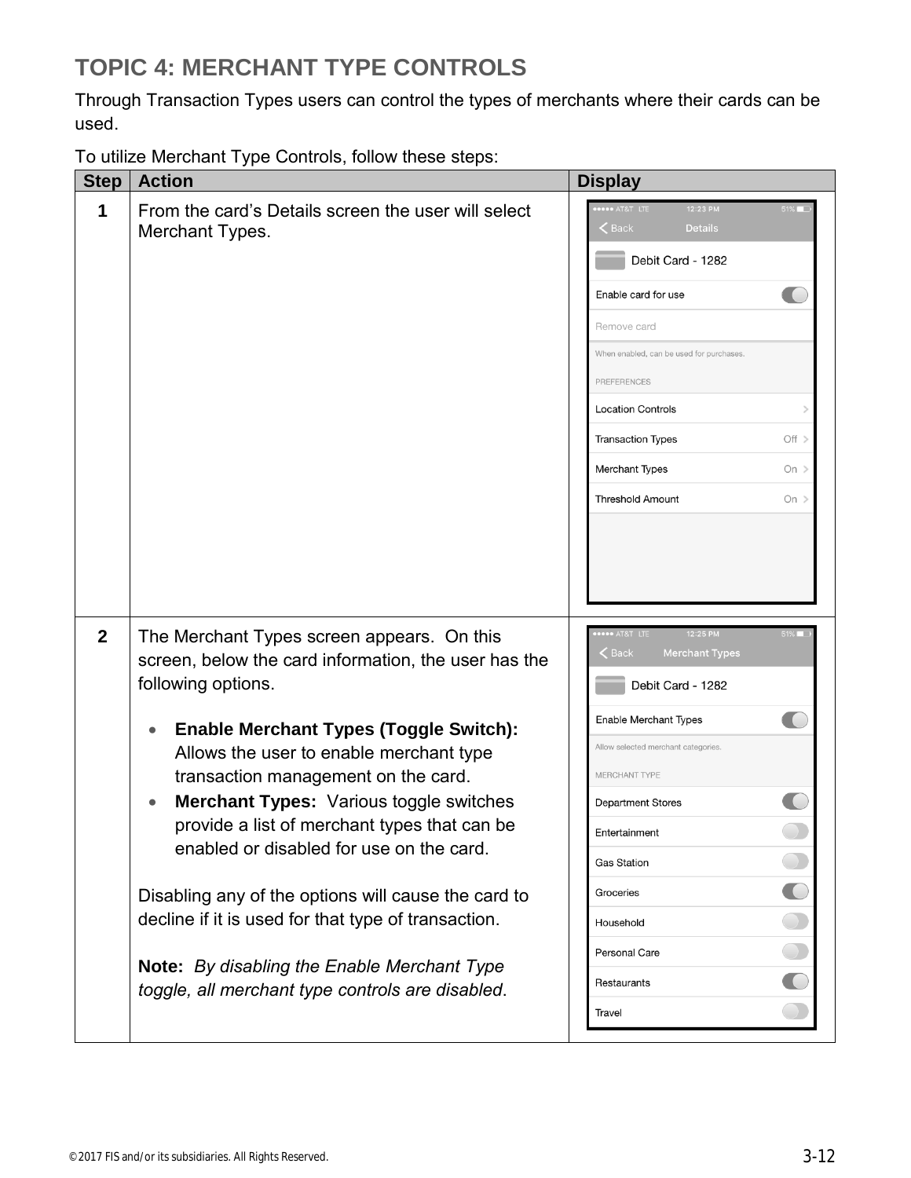## TOPIC 4: MERCHANT TYPE CONTROLS

Through Transaction Types users can control the types of merchants where their cards can be used.

To utilize Merchant Type Controls, follow these steps:

| Step | Action | Display |
|---|---|---|
| 1 | From the card's Details screen the user will select Merchant Types. | |
| 2 | The Merchant Types screen appears. On this screen, below the card information, the user has the following options.<br><br>• **Enable Merchant Types (Toggle Switch):** Allows the user to enable merchant type transaction management on the card.<br>• **Merchant Types:** Various toggle switches provide a list of merchant types that can be enabled or disabled for use on the card.<br><br>Disabling any of the options will cause the card to decline if it is used for that type of transaction.<br><br>**Note:** *By disabling the Enable Merchant Type toggle, all merchant type controls are disabled*. | |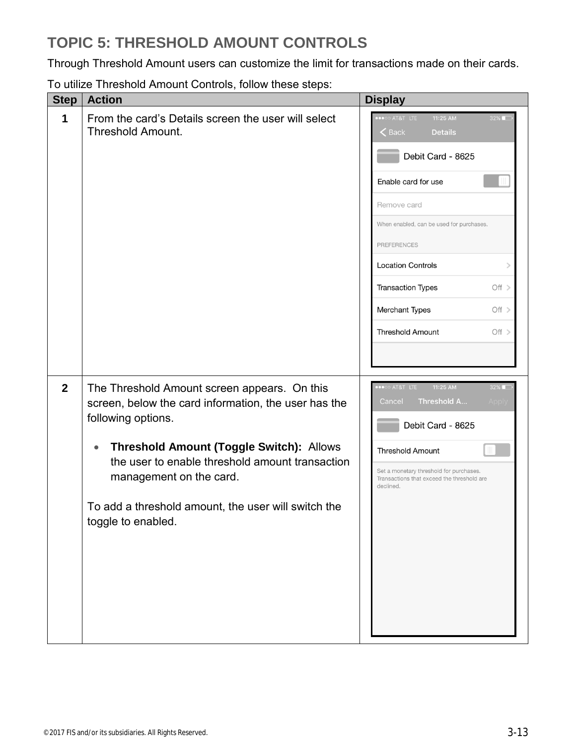## TOPIC 5: THRESHOLD AMOUNT CONTROLS

Through Threshold Amount users can customize the limit for transactions made on their cards.

To utilize Threshold Amount Controls, follow these steps:

| Step | Action | Display |
|---|---|---|
| **1** | From the card's Details screen the user will select Threshold Amount. | |
| **2** | The Threshold Amount screen appears. On this screen, below the card information, the user has the following options.<br><br>• **Threshold Amount (Toggle Switch):** Allows the user to enable threshold amount transaction management on the card.<br><br>To add a threshold amount, the user will switch the toggle to enabled. | |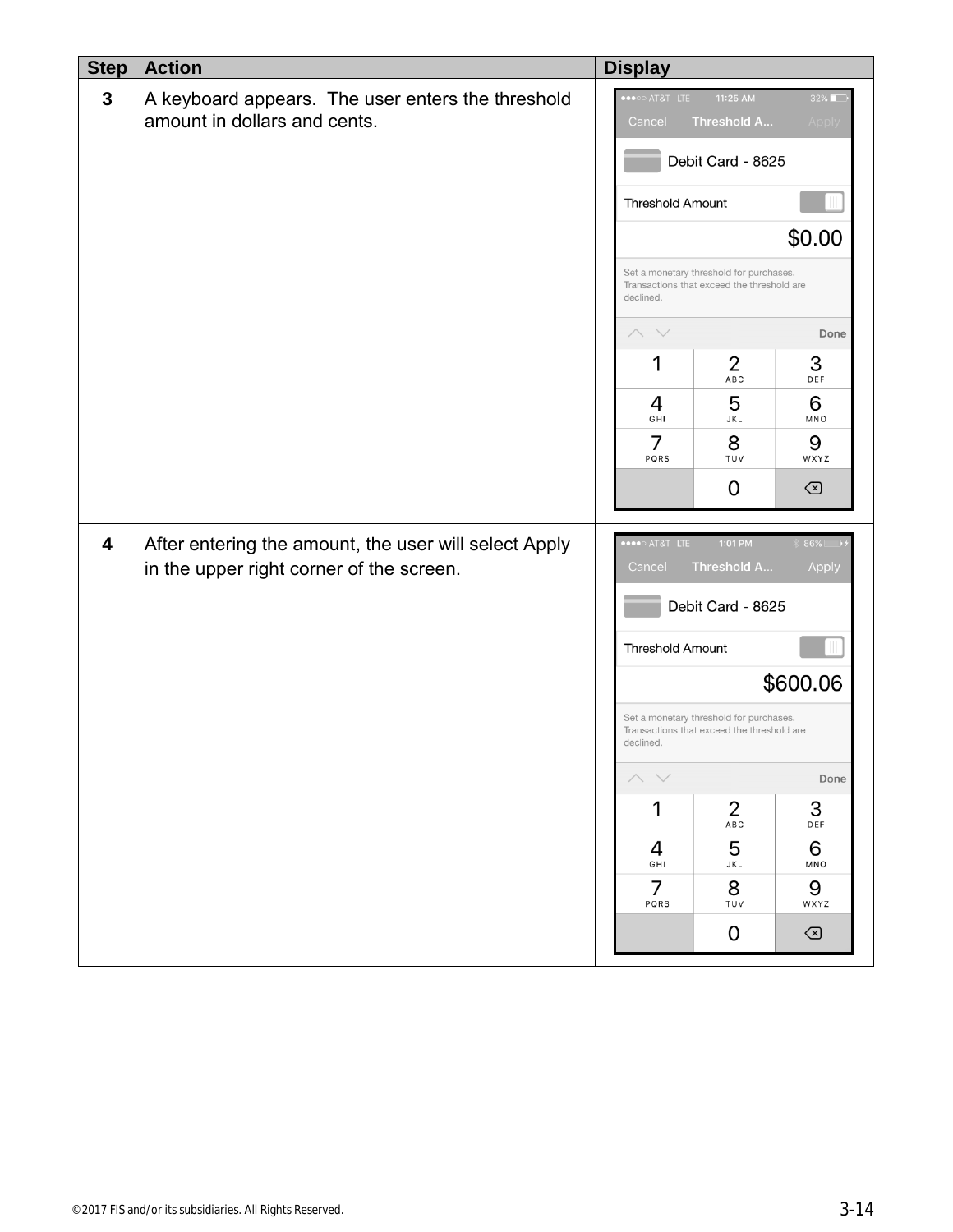| Step | Action | Display |
|---|---|---|
| 3 | A keyboard appears. The user enters the threshold amount in dollars and cents. | |
| 4 | After entering the amount, the user will select Apply in the upper right corner of the screen. | |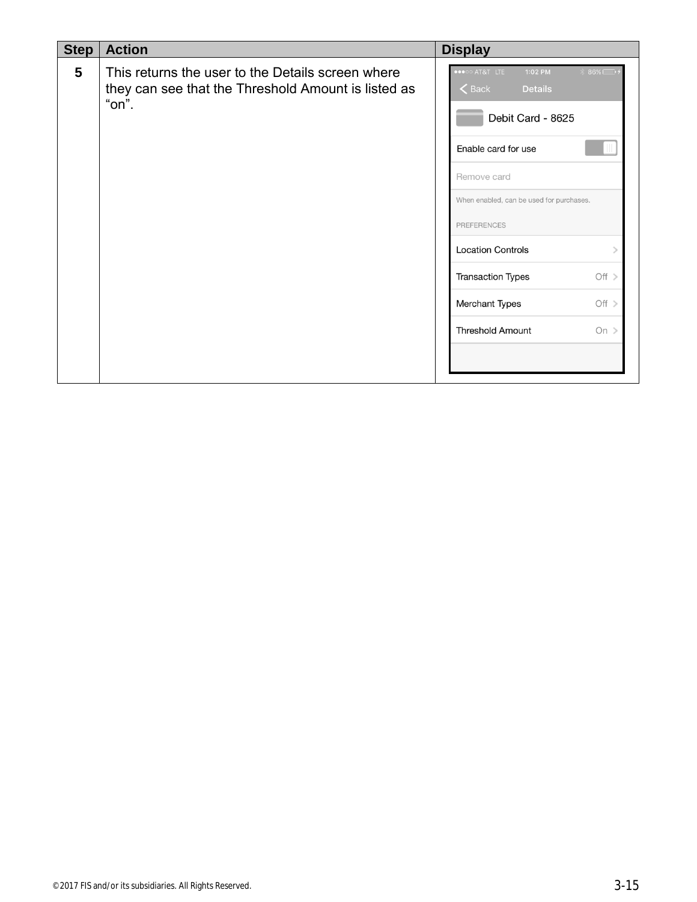| Step | Action | Display |
|---|---|---|
| 5 | This returns the user to the Details screen where they can see that the Threshold Amount is listed as "on". | |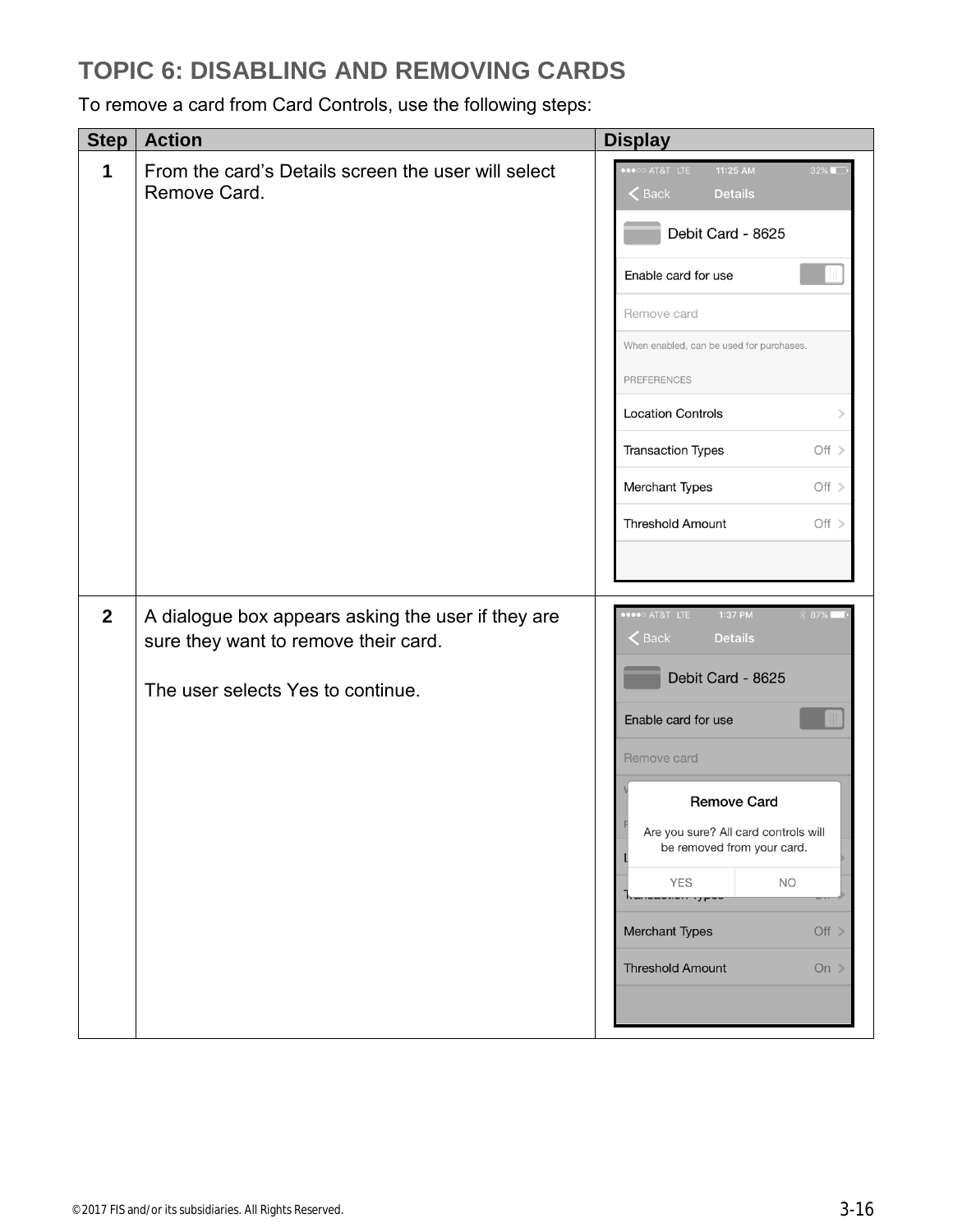# TOPIC 6: DISABLING AND REMOVING CARDS

To remove a card from Card Controls, use the following steps:

| Step | Action | Display |
|---|---|---|
| 1 | From the card's Details screen the user will select Remove Card. | |
| 2 | A dialogue box appears asking the user if they are sure they want to remove their card.<br><br>The user selects Yes to continue. | |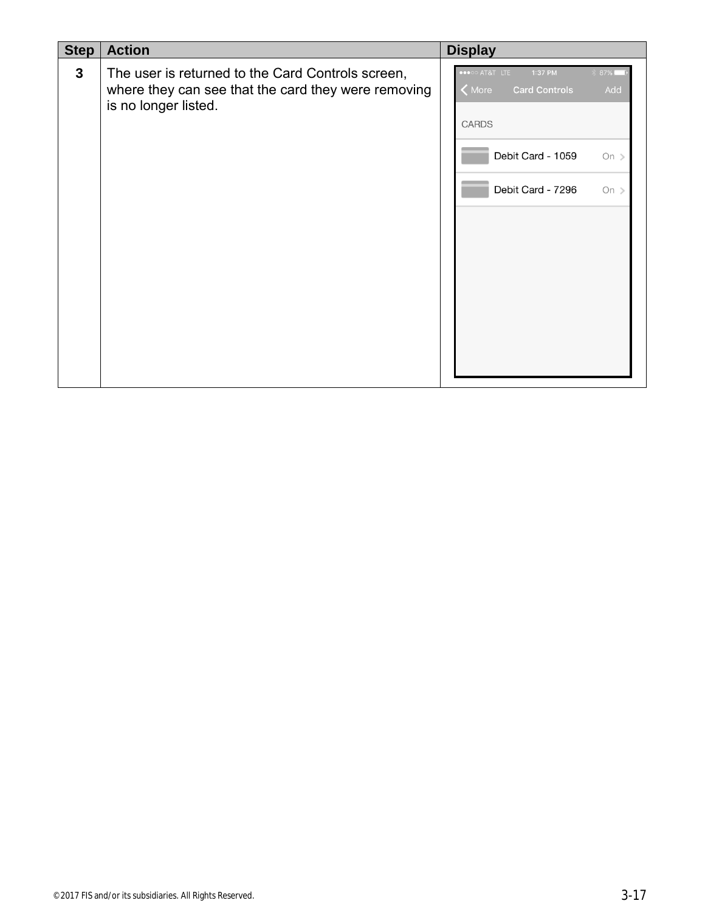| Step | Action | Display |
| --- | --- | --- |
| 3 | The user is returned to the Card Controls screen, where they can see that the card they were removing is no longer listed. | |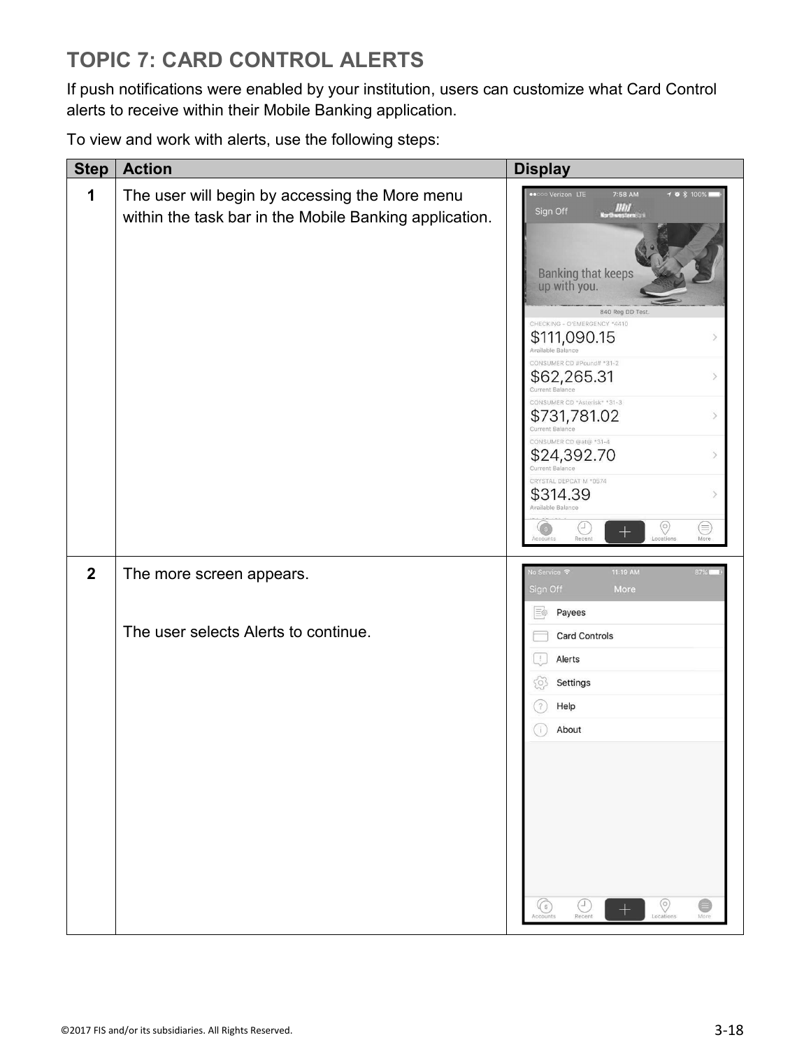## TOPIC 7: CARD CONTROL ALERTS

If push notifications were enabled by your institution, users can customize what Card Control alerts to receive within their Mobile Banking application.

To view and work with alerts, use the following steps:

| Step | Action | Display |
|---|---|---|
| **1** | The user will begin by accessing the More menu within the task bar in the Mobile Banking application. | |
| **2** | The more screen appears.<br><br>The user selects Alerts to continue. | |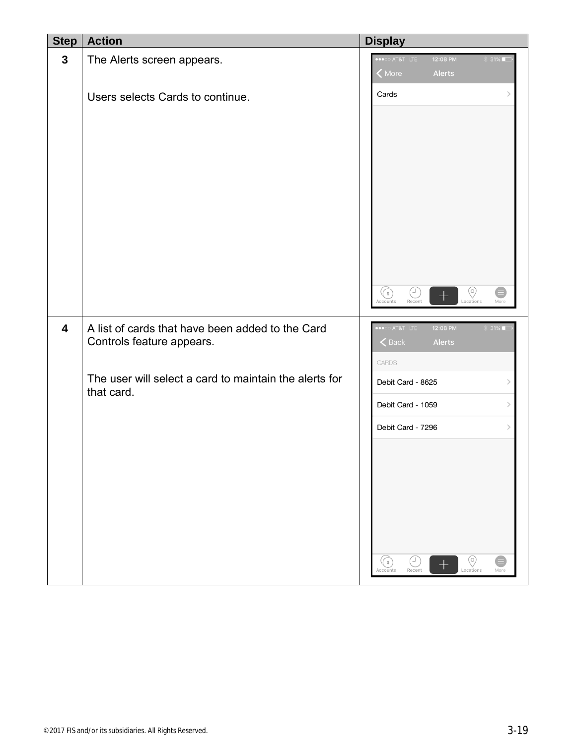| Step | Action | Display |
|---|---|---|
| 3 | The Alerts screen appears.<br><br>Users selects Cards to continue. | |
| 4 | A list of cards that have been added to the Card Controls feature appears.<br><br>The user will select a card to maintain the alerts for that card. | |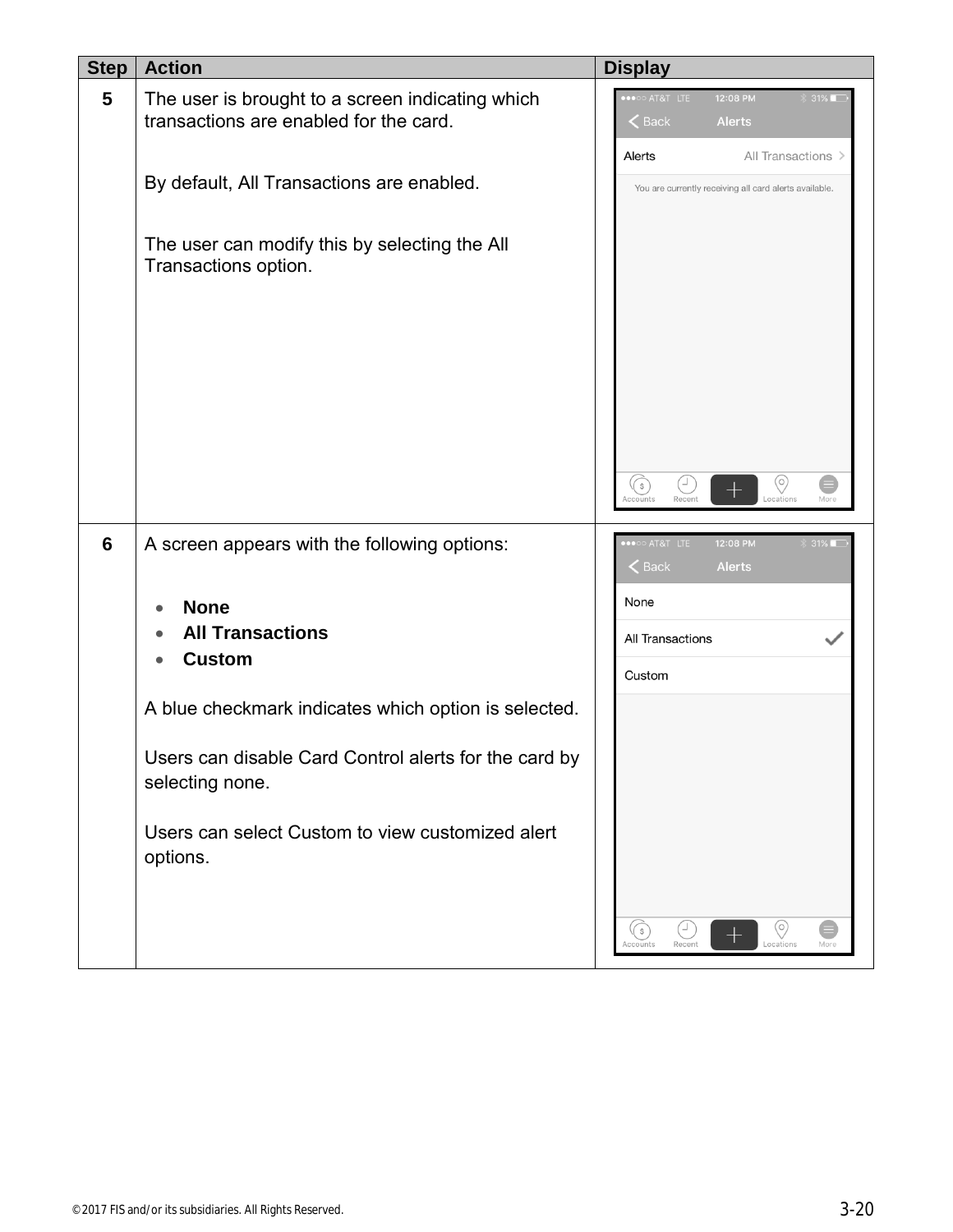| Step | Action | Display |
| --- | --- | --- |
| 5 | The user is brought to a screen indicating which transactions are enabled for the card.<br><br>By default, All Transactions are enabled.<br><br>The user can modify this by selecting the All Transactions option. | |
| 6 | A screen appears with the following options:<br><br>• **None**<br>• **All Transactions**<br>• **Custom**<br><br>A blue checkmark indicates which option is selected.<br><br>Users can disable Card Control alerts for the card by selecting none.<br><br>Users can select Custom to view customized alert options. | |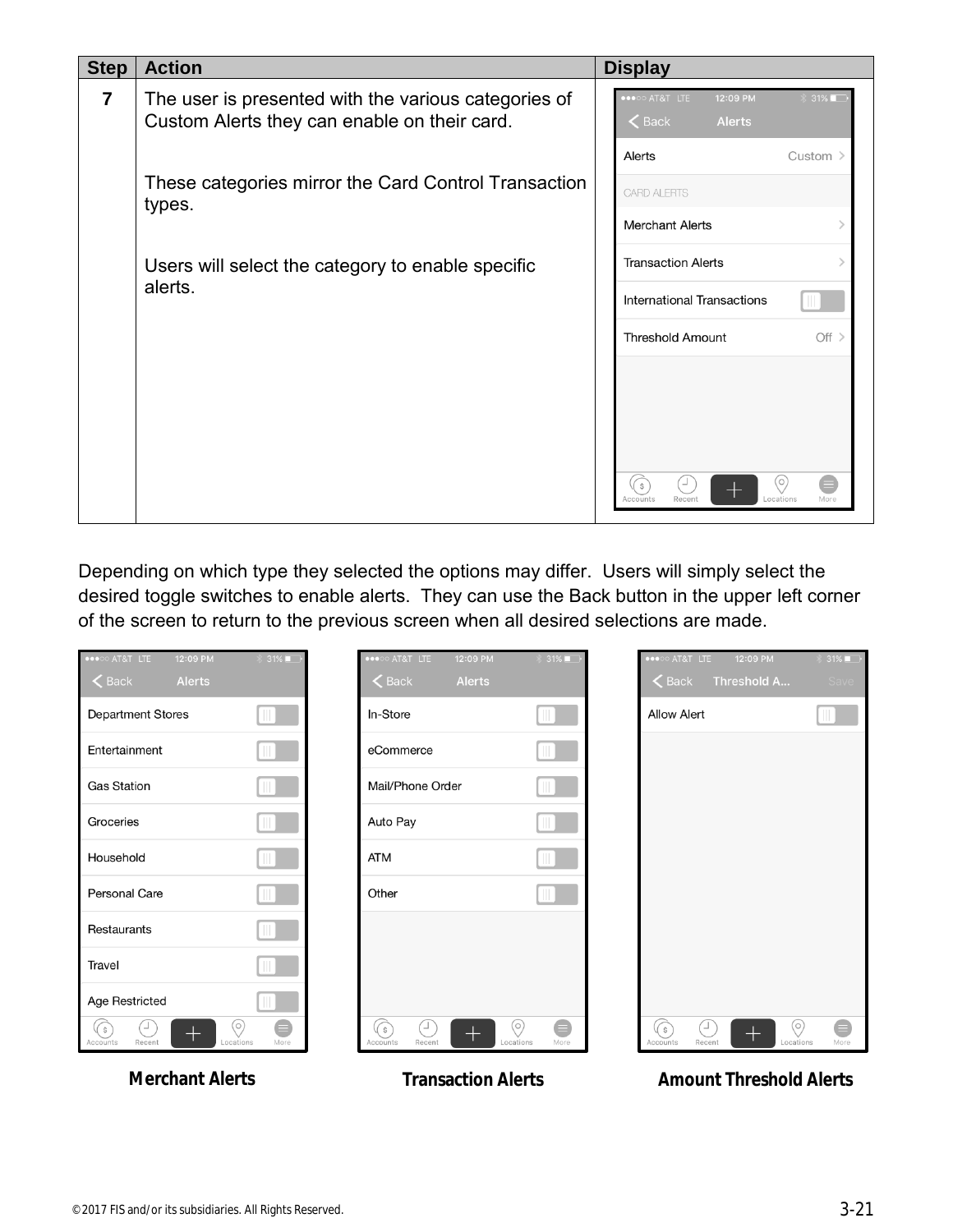| Step | Action | Display |
| --- | --- | --- |
| 7 | The user is presented with the various categories of Custom Alerts they can enable on their card.<br><br>These categories mirror the Card Control Transaction types.<br><br>Users will select the category to enable specific alerts. | ●●●○○ AT&T LTE 12:09 PM 31%<br>Back Alerts<br>Alerts Custom<br>CARD ALERTS<br>Merchant Alerts<br>Transaction Alerts<br>International Transactions<br>Threshold Amount Off<br>Accounts Recent Locations More |

Depending on which type they selected the options may differ. Users will simply select the desired toggle switches to enable alerts. They can use the Back button in the upper left corner of the screen to return to the previous screen when all desired selections are made.

●●●○○ AT&T LTE 12:09 PM 31%
Back Alerts
Department Stores
Entertainment
Gas Station
Groceries
Household
Personal Care
Restaurants
Travel
Age Restricted
Accounts Recent Locations More

**Merchant Alerts**

●●●○○ AT&T LTE 12:09 PM 31%
Back Alerts
In-Store
eCommerce
Mail/Phone Order
Auto Pay
ATM
Other
Accounts Recent Locations More

**Transaction Alerts**

●●●○○ AT&T LTE 12:09 PM 31%
Back Threshold A... Save
Allow Alert
Accounts Recent Locations More

**Amount Threshold Alerts**

©2017 FIS and/or its subsidiaries. All Rights Reserved.